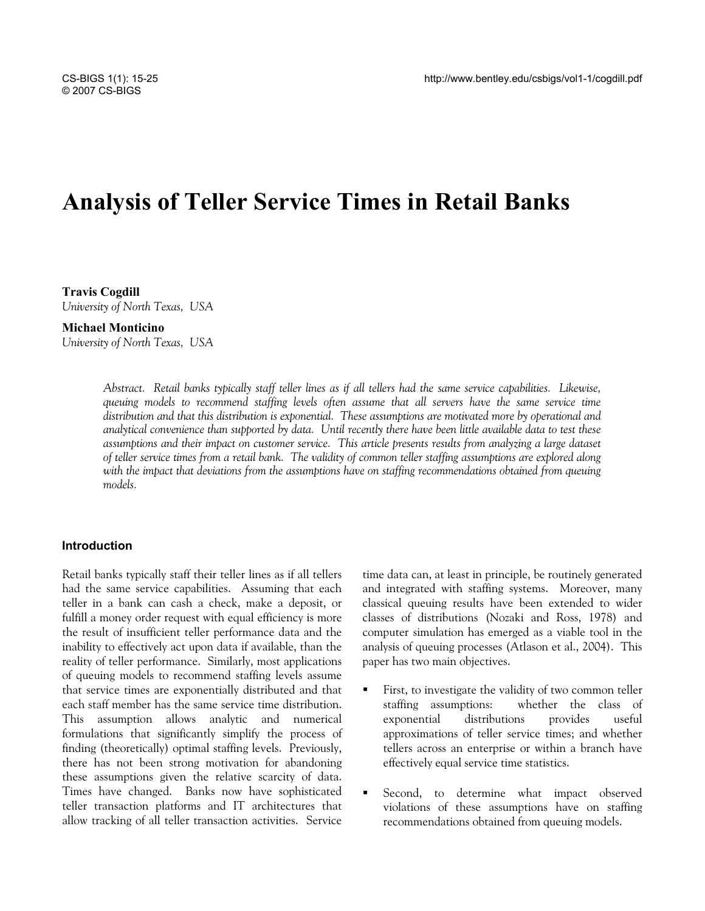# Analysis of Teller Service Times in Retail Banks

**Travis Cogdill**
*University of North Texas, USA*

**Michael Monticino**
*University of North Texas, USA*

*Abstract. Retail banks typically staff teller lines as if all tellers had the same service capabilities. Likewise, queuing models to recommend staffing levels often assume that all servers have the same service time distribution and that this distribution is exponential. These assumptions are motivated more by operational and analytical convenience than supported by data. Until recently there have been little available data to test these assumptions and their impact on customer service. This article presents results from analyzing a large dataset of teller service times from a retail bank. The validity of common teller staffing assumptions are explored along with the impact that deviations from the assumptions have on staffing recommendations obtained from queuing models.*

## Introduction

Retail banks typically staff their teller lines as if all tellers had the same service capabilities. Assuming that each teller in a bank can cash a check, make a deposit, or fulfill a money order request with equal efficiency is more the result of insufficient teller performance data and the inability to effectively act upon data if available, than the reality of teller performance. Similarly, most applications of queuing models to recommend staffing levels assume that service times are exponentially distributed and that each staff member has the same service time distribution. This assumption allows analytic and numerical formulations that significantly simplify the process of finding (theoretically) optimal staffing levels. Previously, there has not been strong motivation for abandoning these assumptions given the relative scarcity of data. Times have changed. Banks now have sophisticated teller transaction platforms and IT architectures that allow tracking of all teller transaction activities. Service time data can, at least in principle, be routinely generated and integrated with staffing systems. Moreover, many classical queuing results have been extended to wider classes of distributions (Nozaki and Ross, 1978) and computer simulation has emerged as a viable tool in the analysis of queuing processes (Atlason et al., 2004). This paper has two main objectives.

- First, to investigate the validity of two common teller staffing assumptions: whether the class of exponential distributions provides useful approximations of teller service times; and whether tellers across an enterprise or within a branch have effectively equal service time statistics.
- Second, to determine what impact observed violations of these assumptions have on staffing recommendations obtained from queuing models.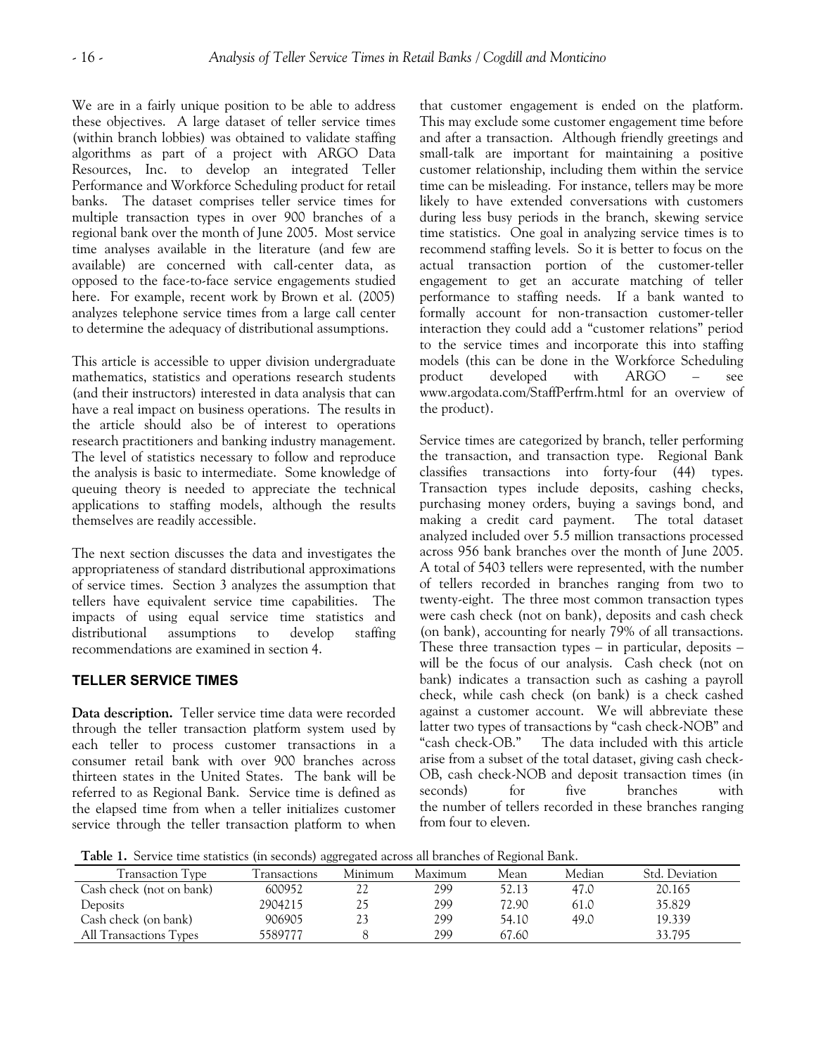We are in a fairly unique position to be able to address these objectives. A large dataset of teller service times (within branch lobbies) was obtained to validate staffing algorithms as part of a project with ARGO Data Resources, Inc. to develop an integrated Teller Performance and Workforce Scheduling product for retail banks. The dataset comprises teller service times for multiple transaction types in over 900 branches of a regional bank over the month of June 2005. Most service time analyses available in the literature (and few are available) are concerned with call-center data, as opposed to the face-to-face service engagements studied here. For example, recent work by Brown et al. (2005) analyzes telephone service times from a large call center to determine the adequacy of distributional assumptions.

This article is accessible to upper division undergraduate mathematics, statistics and operations research students (and their instructors) interested in data analysis that can have a real impact on business operations. The results in the article should also be of interest to operations research practitioners and banking industry management. The level of statistics necessary to follow and reproduce the analysis is basic to intermediate. Some knowledge of queuing theory is needed to appreciate the technical applications to staffing models, although the results themselves are readily accessible.

The next section discusses the data and investigates the appropriateness of standard distributional approximations of service times. Section 3 analyzes the assumption that tellers have equivalent service time capabilities. The impacts of using equal service time statistics and distributional assumptions to develop staffing recommendations are examined in section 4.

## TELLER SERVICE TIMES

**Data description.** Teller service time data were recorded through the teller transaction platform system used by each teller to process customer transactions in a consumer retail bank with over 900 branches across thirteen states in the United States. The bank will be referred to as Regional Bank. Service time is defined as the elapsed time from when a teller initializes customer service through the teller transaction platform to when that customer engagement is ended on the platform. This may exclude some customer engagement time before and after a transaction. Although friendly greetings and small-talk are important for maintaining a positive customer relationship, including them within the service time can be misleading. For instance, tellers may be more likely to have extended conversations with customers during less busy periods in the branch, skewing service time statistics. One goal in analyzing service times is to recommend staffing levels. So it is better to focus on the actual transaction portion of the customer-teller engagement to get an accurate matching of teller performance to staffing needs. If a bank wanted to formally account for non-transaction customer-teller interaction they could add a "customer relations" period to the service times and incorporate this into staffing models (this can be done in the Workforce Scheduling product developed with ARGO – see www.argodata.com/StaffPerfrm.html for an overview of the product).

Service times are categorized by branch, teller performing the transaction, and transaction type. Regional Bank classifies transactions into forty-four (44) types. Transaction types include deposits, cashing checks, purchasing money orders, buying a savings bond, and making a credit card payment. The total dataset analyzed included over 5.5 million transactions processed across 956 bank branches over the month of June 2005. A total of 5403 tellers were represented, with the number of tellers recorded in branches ranging from two to twenty-eight. The three most common transaction types were cash check (not on bank), deposits and cash check (on bank), accounting for nearly 79% of all transactions. These three transaction types – in particular, deposits – will be the focus of our analysis. Cash check (not on bank) indicates a transaction such as cashing a payroll check, while cash check (on bank) is a check cashed against a customer account. We will abbreviate these latter two types of transactions by "cash check-NOB" and "cash check-OB." The data included with this article arise from a subset of the total dataset, giving cash check-OB, cash check-NOB and deposit transaction times (in seconds) for five branches with the number of tellers recorded in these branches ranging from four to eleven.

**Table 1.** Service time statistics (in seconds) aggregated across all branches of Regional Bank.

| Transaction Type | Transactions | Minimum | Maximum | Mean | Median | Std. Deviation |
|---|---|---|---|---|---|---|
| Cash check (not on bank) | 600952 | 22 | 299 | 52.13 | 47.0 | 20.165 |
| Deposits | 2904215 | 25 | 299 | 72.90 | 61.0 | 35.829 |
| Cash check (on bank) | 906905 | 23 | 299 | 54.10 | 49.0 | 19.339 |
| All Transactions Types | 5589777 | 8 | 299 | 67.60 | | 33.795 |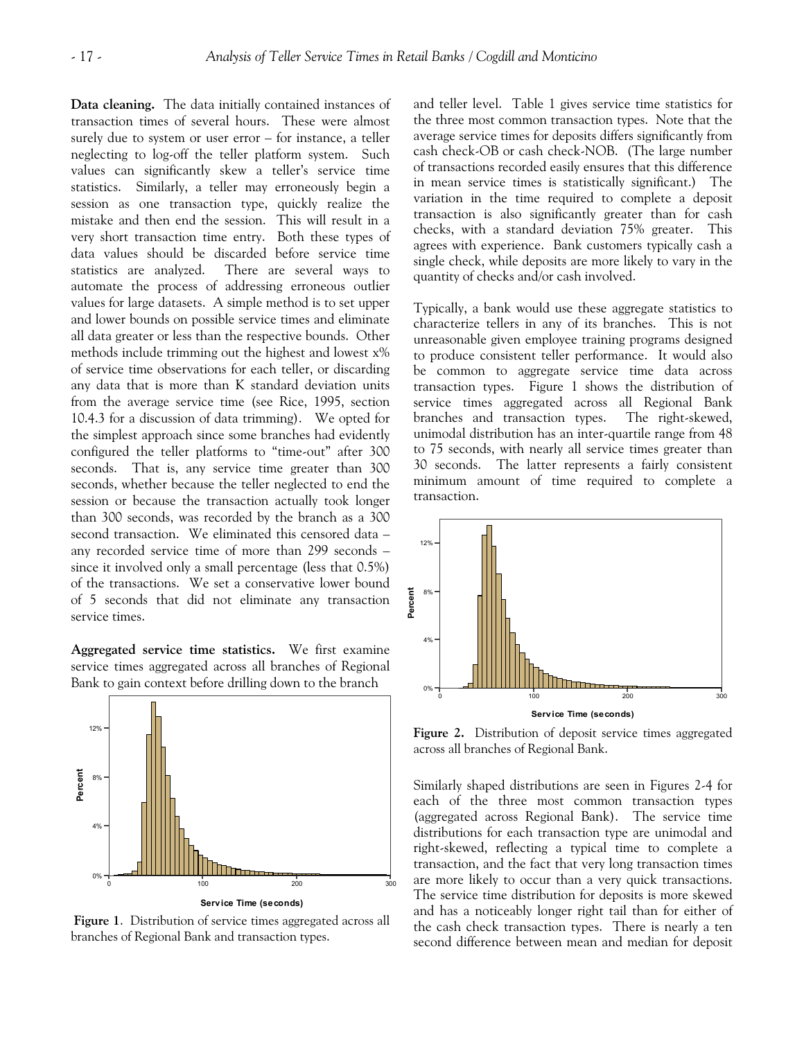**Data cleaning.** The data initially contained instances of transaction times of several hours. These were almost surely due to system or user error – for instance, a teller neglecting to log-off the teller platform system. Such values can significantly skew a teller's service time statistics. Similarly, a teller may erroneously begin a session as one transaction type, quickly realize the mistake and then end the session. This will result in a very short transaction time entry. Both these types of data values should be discarded before service time statistics are analyzed. There are several ways to automate the process of addressing erroneous outlier values for large datasets. A simple method is to set upper and lower bounds on possible service times and eliminate all data greater or less than the respective bounds. Other methods include trimming out the highest and lowest x% of service time observations for each teller, or discarding any data that is more than K standard deviation units from the average service time (see Rice, 1995, section 10.4.3 for a discussion of data trimming). We opted for the simplest approach since some branches had evidently configured the teller platforms to "time-out" after 300 seconds. That is, any service time greater than 300 seconds, whether because the teller neglected to end the session or because the transaction actually took longer than 300 seconds, was recorded by the branch as a 300 second transaction. We eliminated this censored data – any recorded service time of more than 299 seconds – since it involved only a small percentage (less that 0.5%) of the transactions. We set a conservative lower bound of 5 seconds that did not eliminate any transaction service times.

**Aggregated service time statistics.** We first examine service times aggregated across all branches of Regional Bank to gain context before drilling down to the branch and teller level. Table 1 gives service time statistics for the three most common transaction types. Note that the average service times for deposits differs significantly from cash check-OB or cash check-NOB. (The large number of transactions recorded easily ensures that this difference in mean service times is statistically significant.) The variation in the time required to complete a deposit transaction is also significantly greater than for cash checks, with a standard deviation 75% greater. This agrees with experience. Bank customers typically cash a single check, while deposits are more likely to vary in the quantity of checks and/or cash involved.

**Figure 1**. Distribution of service times aggregated across all branches of Regional Bank and transaction types.

Typically, a bank would use these aggregate statistics to characterize tellers in any of its branches. This is not unreasonable given employee training programs designed to produce consistent teller performance. It would also be common to aggregate service time data across transaction types. Figure 1 shows the distribution of service times aggregated across all Regional Bank branches and transaction types. The right-skewed, unimodal distribution has an inter-quartile range from 48 to 75 seconds, with nearly all service times greater than 30 seconds. The latter represents a fairly consistent minimum amount of time required to complete a transaction.

**Figure 2.** Distribution of deposit service times aggregated across all branches of Regional Bank.

Similarly shaped distributions are seen in Figures 2-4 for each of the three most common transaction types (aggregated across Regional Bank). The service time distributions for each transaction type are unimodal and right-skewed, reflecting a typical time to complete a transaction, and the fact that very long transaction times are more likely to occur than a very quick transactions. The service time distribution for deposits is more skewed and has a noticeably longer right tail than for either of the cash check transaction types. There is nearly a ten second difference between mean and median for deposit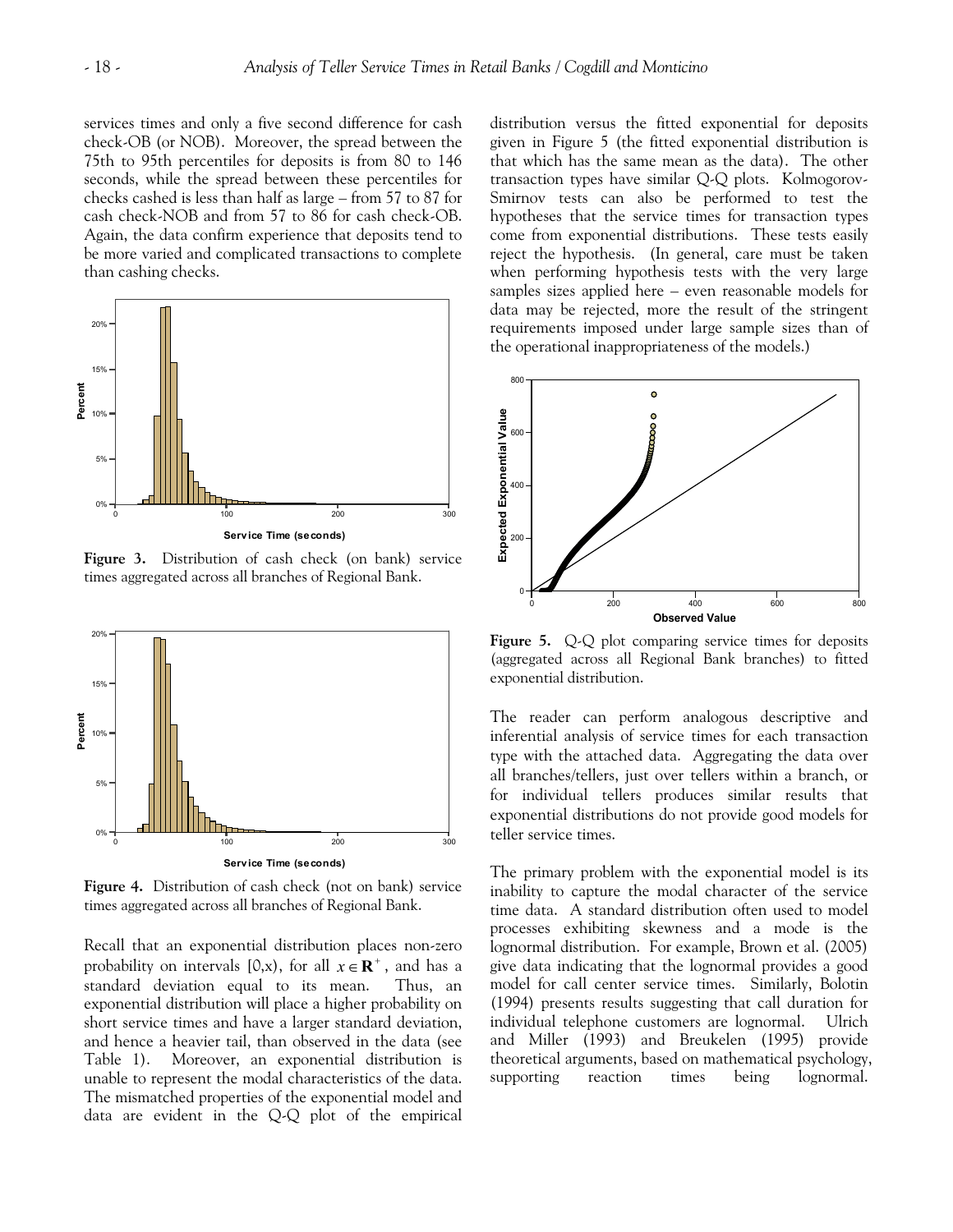services times and only a five second difference for cash check-OB (or NOB). Moreover, the spread between the 75th to 95th percentiles for deposits is from 80 to 146 seconds, while the spread between these percentiles for checks cashed is less than half as large – from 57 to 87 for cash check-NOB and from 57 to 86 for cash check-OB. Again, the data confirm experience that deposits tend to be more varied and complicated transactions to complete than cashing checks.

**Figure 3.** Distribution of cash check (on bank) service times aggregated across all branches of Regional Bank.

**Figure 4.** Distribution of cash check (not on bank) service times aggregated across all branches of Regional Bank.

Recall that an exponential distribution places non-zero probability on intervals $[0,x)$, for all $x \in \mathbf{R}^+$, and has a standard deviation equal to its mean. Thus, an exponential distribution will place a higher probability on short service times and have a larger standard deviation, and hence a heavier tail, than observed in the data (see Table 1). Moreover, an exponential distribution is unable to represent the modal characteristics of the data. The mismatched properties of the exponential model and data are evident in the Q-Q plot of the empirical distribution versus the fitted exponential for deposits given in Figure 5 (the fitted exponential distribution is that which has the same mean as the data). The other transaction types have similar Q-Q plots. Kolmogorov-Smirnov tests can also be performed to test the hypotheses that the service times for transaction types come from exponential distributions. These tests easily reject the hypothesis. (In general, care must be taken when performing hypothesis tests with the very large samples sizes applied here – even reasonable models for data may be rejected, more the result of the stringent requirements imposed under large sample sizes than of the operational inappropriateness of the models.)

**Figure 5.** Q-Q plot comparing service times for deposits (aggregated across all Regional Bank branches) to fitted exponential distribution.

The reader can perform analogous descriptive and inferential analysis of service times for each transaction type with the attached data. Aggregating the data over all branches/tellers, just over tellers within a branch, or for individual tellers produces similar results that exponential distributions do not provide good models for teller service times.

The primary problem with the exponential model is its inability to capture the modal character of the service time data. A standard distribution often used to model processes exhibiting skewness and a mode is the lognormal distribution. For example, Brown et al. (2005) give data indicating that the lognormal provides a good model for call center service times. Similarly, Bolotin (1994) presents results suggesting that call duration for individual telephone customers are lognormal. Ulrich and Miller (1993) and Breukelen (1995) provide theoretical arguments, based on mathematical psychology, supporting reaction times being lognormal.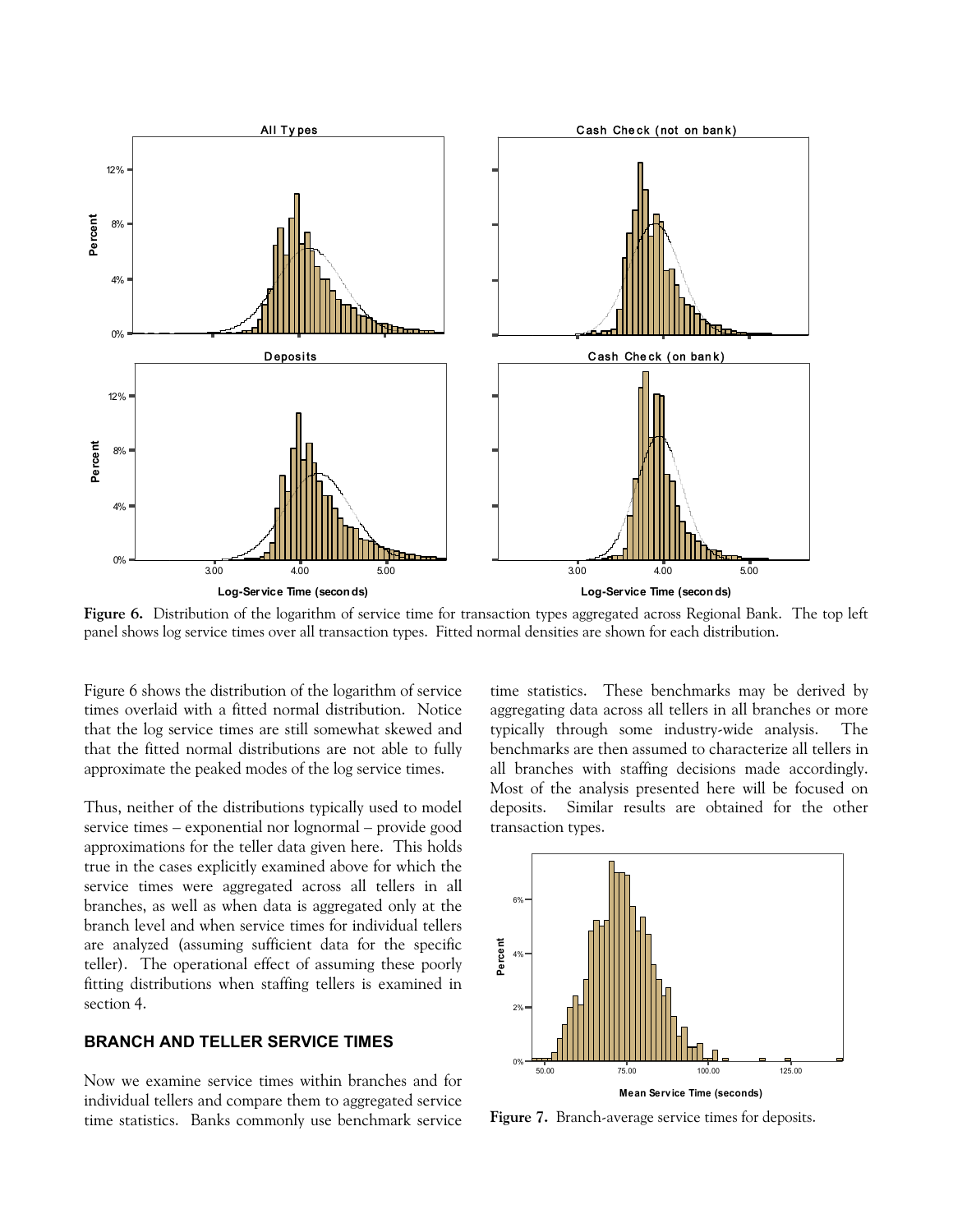**Figure 6.** Distribution of the logarithm of service time for transaction types aggregated across Regional Bank. The top left panel shows log service times over all transaction types. Fitted normal densities are shown for each distribution.

Figure 6 shows the distribution of the logarithm of service times overlaid with a fitted normal distribution. Notice that the log service times are still somewhat skewed and that the fitted normal distributions are not able to fully approximate the peaked modes of the log service times.

Thus, neither of the distributions typically used to model service times – exponential nor lognormal – provide good approximations for the teller data given here. This holds true in the cases explicitly examined above for which the service times were aggregated across all tellers in all branches, as well as when data is aggregated only at the branch level and when service times for individual tellers are analyzed (assuming sufficient data for the specific teller). The operational effect of assuming these poorly fitting distributions when staffing tellers is examined in section 4.

## BRANCH AND TELLER SERVICE TIMES

Now we examine service times within branches and for individual tellers and compare them to aggregated service time statistics. Banks commonly use benchmark service time statistics. These benchmarks may be derived by aggregating data across all tellers in all branches or more typically through some industry-wide analysis. The benchmarks are then assumed to characterize all tellers in all branches with staffing decisions made accordingly. Most of the analysis presented here will be focused on deposits. Similar results are obtained for the other transaction types.

**Figure 7.** Branch-average service times for deposits.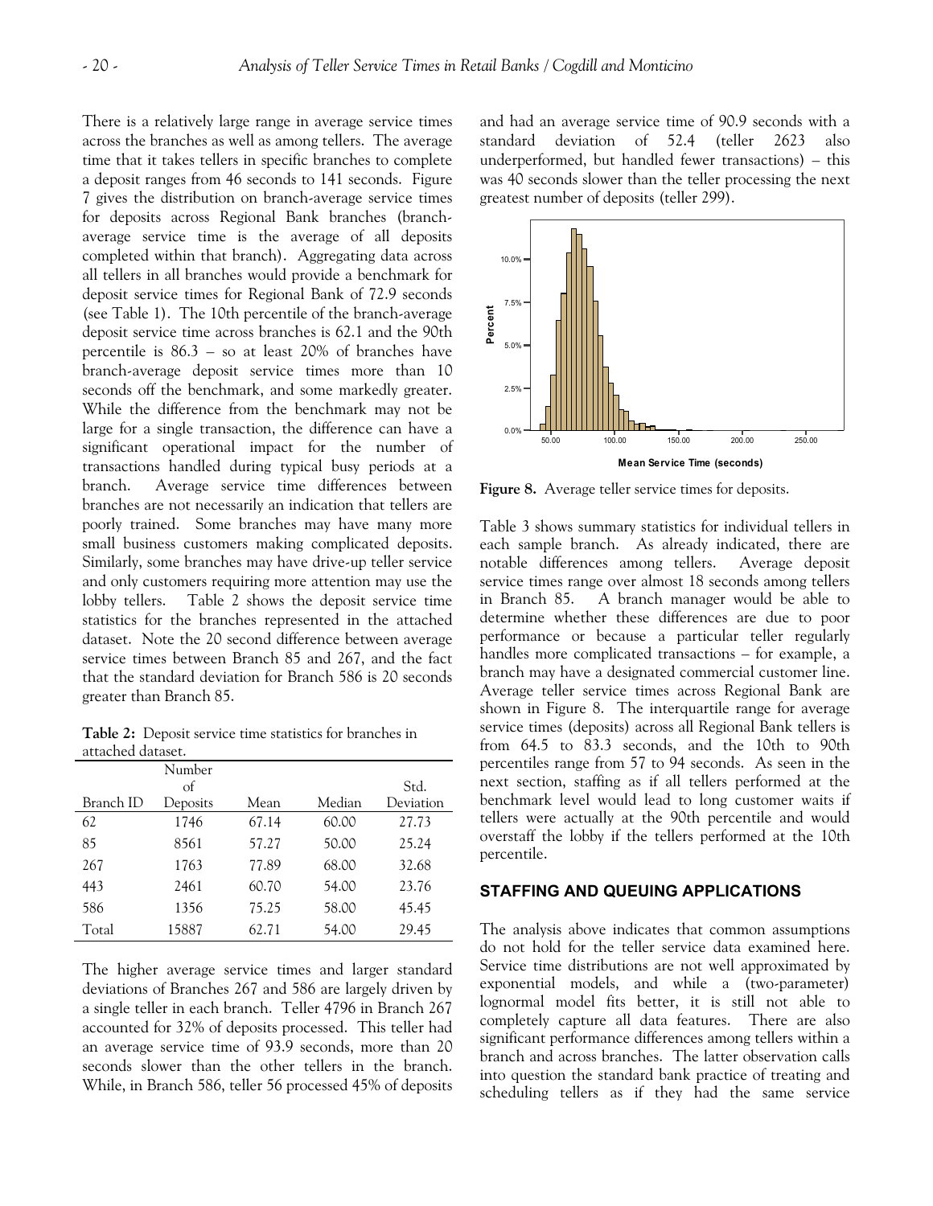There is a relatively large range in average service times across the branches as well as among tellers. The average time that it takes tellers in specific branches to complete a deposit ranges from 46 seconds to 141 seconds. Figure 7 gives the distribution on branch-average service times for deposits across Regional Bank branches (branch-average service time is the average of all deposits completed within that branch). Aggregating data across all tellers in all branches would provide a benchmark for deposit service times for Regional Bank of 72.9 seconds (see Table 1). The 10th percentile of the branch-average deposit service time across branches is 62.1 and the 90th percentile is 86.3 – so at least 20% of branches have branch-average deposit service times more than 10 seconds off the benchmark, and some markedly greater. While the difference from the benchmark may not be large for a single transaction, the difference can have a significant operational impact for the number of transactions handled during typical busy periods at a branch. Average service time differences between branches are not necessarily an indication that tellers are poorly trained. Some branches may have many more small business customers making complicated deposits. Similarly, some branches may have drive-up teller service and only customers requiring more attention may use the lobby tellers. Table 2 shows the deposit service time statistics for the branches represented in the attached dataset. Note the 20 second difference between average service times between Branch 85 and 267, and the fact that the standard deviation for Branch 586 is 20 seconds greater than Branch 85.

**Table 2:** Deposit service time statistics for branches in attached dataset.

| Branch ID | Number of Deposits | Mean | Median | Std. Deviation |
|---|---|---|---|---|
| 62 | 1746 | 67.14 | 60.00 | 27.73 |
| 85 | 8561 | 57.27 | 50.00 | 25.24 |
| 267 | 1763 | 77.89 | 68.00 | 32.68 |
| 443 | 2461 | 60.70 | 54.00 | 23.76 |
| 586 | 1356 | 75.25 | 58.00 | 45.45 |
| Total | 15887 | 62.71 | 54.00 | 29.45 |

The higher average service times and larger standard deviations of Branches 267 and 586 are largely driven by a single teller in each branch. Teller 4796 in Branch 267 accounted for 32% of deposits processed. This teller had an average service time of 93.9 seconds, more than 20 seconds slower than the other tellers in the branch. While, in Branch 586, teller 56 processed 45% of deposits and had an average service time of 90.9 seconds with a standard deviation of 52.4 (teller 2623 also underperformed, but handled fewer transactions) – this was 40 seconds slower than the teller processing the next greatest number of deposits (teller 299).

**Figure 8.** Average teller service times for deposits.

Table 3 shows summary statistics for individual tellers in each sample branch. As already indicated, there are notable differences among tellers. Average deposit service times range over almost 18 seconds among tellers in Branch 85. A branch manager would be able to determine whether these differences are due to poor performance or because a particular teller regularly handles more complicated transactions – for example, a branch may have a designated commercial customer line. Average teller service times across Regional Bank are shown in Figure 8. The interquartile range for average service times (deposits) across all Regional Bank tellers is from 64.5 to 83.3 seconds, and the 10th to 90th percentiles range from 57 to 94 seconds. As seen in the next section, staffing as if all tellers performed at the benchmark level would lead to long customer waits if tellers were actually at the 90th percentile and would overstaff the lobby if the tellers performed at the 10th percentile.

## STAFFING AND QUEUING APPLICATIONS

The analysis above indicates that common assumptions do not hold for the teller service data examined here. Service time distributions are not well approximated by exponential models, and while a (two-parameter) lognormal model fits better, it is still not able to completely capture all data features. There are also significant performance differences among tellers within a branch and across branches. The latter observation calls into question the standard bank practice of treating and scheduling tellers as if they had the same service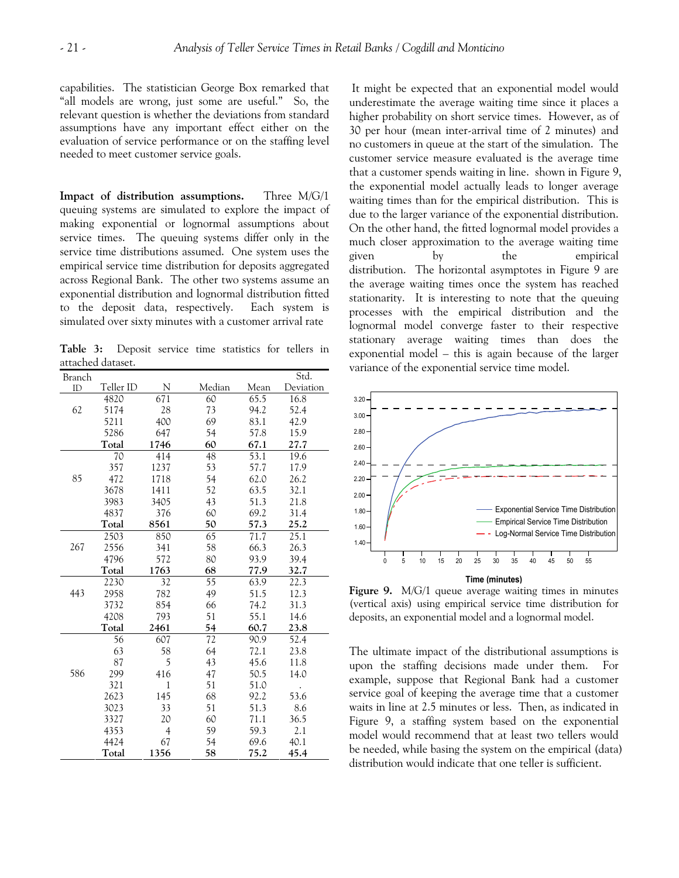capabilities. The statistician George Box remarked that "all models are wrong, just some are useful." So, the relevant question is whether the deviations from standard assumptions have any important effect either on the evaluation of service performance or on the staffing level needed to meet customer service goals.

**Impact of distribution assumptions.** Three M/G/1 queuing systems are simulated to explore the impact of making exponential or lognormal assumptions about service times. The queuing systems differ only in the service time distributions assumed. One system uses the empirical service time distribution for deposits aggregated across Regional Bank. The other two systems assume an exponential distribution and lognormal distribution fitted to the deposit data, respectively. Each system is simulated over sixty minutes with a customer arrival rate

**Table 3:** Deposit service time statistics for tellers in attached dataset.

| Branch ID | Teller ID | N | Median | Mean | Std. Deviation |
|---|---|---|---|---|---|
| 62 | 4820 | 671 | 60 | 65.5 | 16.8 |
| | 5174 | 28 | 73 | 94.2 | 52.4 |
| | 5211 | 400 | 69 | 83.1 | 42.9 |
| | 5286 | 647 | 54 | 57.8 | 15.9 |
| | **Total** | **1746** | **60** | **67.1** | **27.7** |
| 85 | 70 | 414 | 48 | 53.1 | 19.6 |
| | 357 | 1237 | 53 | 57.7 | 17.9 |
| | 472 | 1718 | 54 | 62.0 | 26.2 |
| | 3678 | 1411 | 52 | 63.5 | 32.1 |
| | 3983 | 3405 | 43 | 51.3 | 21.8 |
| | 4837 | 376 | 60 | 69.2 | 31.4 |
| | **Total** | **8561** | **50** | **57.3** | **25.2** |
| 267 | 2503 | 850 | 65 | 71.7 | 25.1 |
| | 2556 | 341 | 58 | 66.3 | 26.3 |
| | 4796 | 572 | 80 | 93.9 | 39.4 |
| | **Total** | **1763** | **68** | **77.9** | **32.7** |
| 443 | 2230 | 32 | 55 | 63.9 | 22.3 |
| | 2958 | 782 | 49 | 51.5 | 12.3 |
| | 3732 | 854 | 66 | 74.2 | 31.3 |
| | 4208 | 793 | 51 | 55.1 | 14.6 |
| | **Total** | **2461** | **54** | **60.7** | **23.8** |
| 586 | 56 | 607 | 72 | 90.9 | 52.4 |
| | 63 | 58 | 64 | 72.1 | 23.8 |
| | 87 | 5 | 43 | 45.6 | 11.8 |
| | 299 | 416 | 47 | 50.5 | 14.0 |
| | 321 | 1 | 51 | 51.0 | . |
| | 2623 | 145 | 68 | 92.2 | 53.6 |
| | 3023 | 33 | 51 | 51.3 | 8.6 |
| | 3327 | 20 | 60 | 71.1 | 36.5 |
| | 4353 | 4 | 59 | 59.3 | 2.1 |
| | 4424 | 67 | 54 | 69.6 | 40.1 |
| | **Total** | **1356** | **58** | **75.2** | **45.4** |

It might be expected that an exponential model would underestimate the average waiting time since it places a higher probability on short service times. However, as of 30 per hour (mean inter-arrival time of 2 minutes) and no customers in queue at the start of the simulation. The customer service measure evaluated is the average time that a customer spends waiting in line. shown in Figure 9, the exponential model actually leads to longer average waiting times than for the empirical distribution. This is due to the larger variance of the exponential distribution. On the other hand, the fitted lognormal model provides a much closer approximation to the average waiting time given by the empirical distribution. The horizontal asymptotes in Figure 9 are the average waiting times once the system has reached stationarity. It is interesting to note that the queuing processes with the empirical distribution and the lognormal model converge faster to their respective stationary average waiting times than does the exponential model – this is again because of the larger variance of the exponential service time model.

**Figure 9.** M/G/1 queue average waiting times in minutes (vertical axis) using empirical service time distribution for deposits, an exponential model and a lognormal model.

The ultimate impact of the distributional assumptions is upon the staffing decisions made under them. For example, suppose that Regional Bank had a customer service goal of keeping the average time that a customer waits in line at 2.5 minutes or less. Then, as indicated in Figure 9, a staffing system based on the exponential model would recommend that at least two tellers would be needed, while basing the system on the empirical (data) distribution would indicate that one teller is sufficient.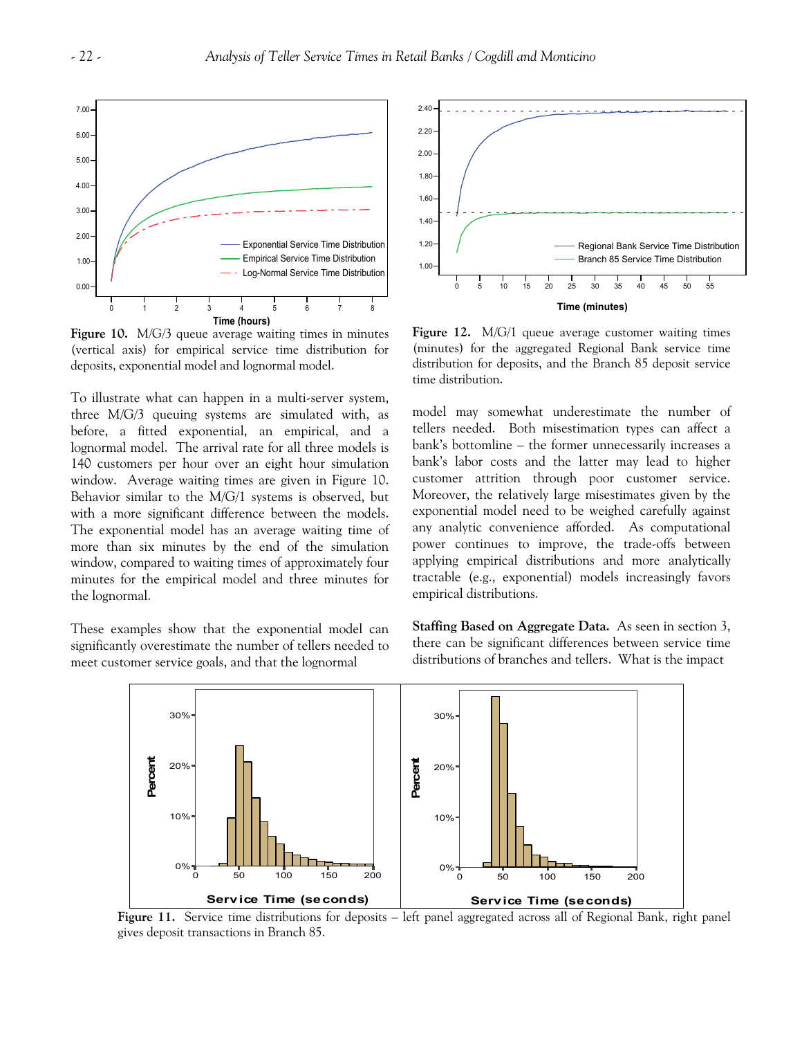**Figure 10.** M/G/3 queue average waiting times in minutes (vertical axis) for empirical service time distribution for deposits, exponential model and lognormal model.

To illustrate what can happen in a multi-server system, three M/G/3 queuing systems are simulated with, as before, a fitted exponential, an empirical, and a lognormal model. The arrival rate for all three models is 140 customers per hour over an eight hour simulation window. Average waiting times are given in Figure 10. Behavior similar to the M/G/1 systems is observed, but with a more significant difference between the models. The exponential model has an average waiting time of more than six minutes by the end of the simulation window, compared to waiting times of approximately four minutes for the empirical model and three minutes for the lognormal.

These examples show that the exponential model can significantly overestimate the number of tellers needed to meet customer service goals, and that the lognormal model may somewhat underestimate the number of tellers needed. Both misestimation types can affect a bank's bottomline – the former unnecessarily increases a bank's labor costs and the latter may lead to higher customer attrition through poor customer service. Moreover, the relatively large misestimates given by the exponential model need to be weighed carefully against any analytic convenience afforded. As computational power continues to improve, the trade-offs between applying empirical distributions and more analytically tractable (e.g., exponential) models increasingly favors empirical distributions.

**Figure 12.** M/G/1 queue average customer waiting times (minutes) for the aggregated Regional Bank service time distribution for deposits, and the Branch 85 deposit service time distribution.

**Staffing Based on Aggregate Data.** As seen in section 3, there can be significant differences between service time distributions of branches and tellers. What is the impact

**Figure 11.** Service time distributions for deposits – left panel aggregated across all of Regional Bank, right panel gives deposit transactions in Branch 85.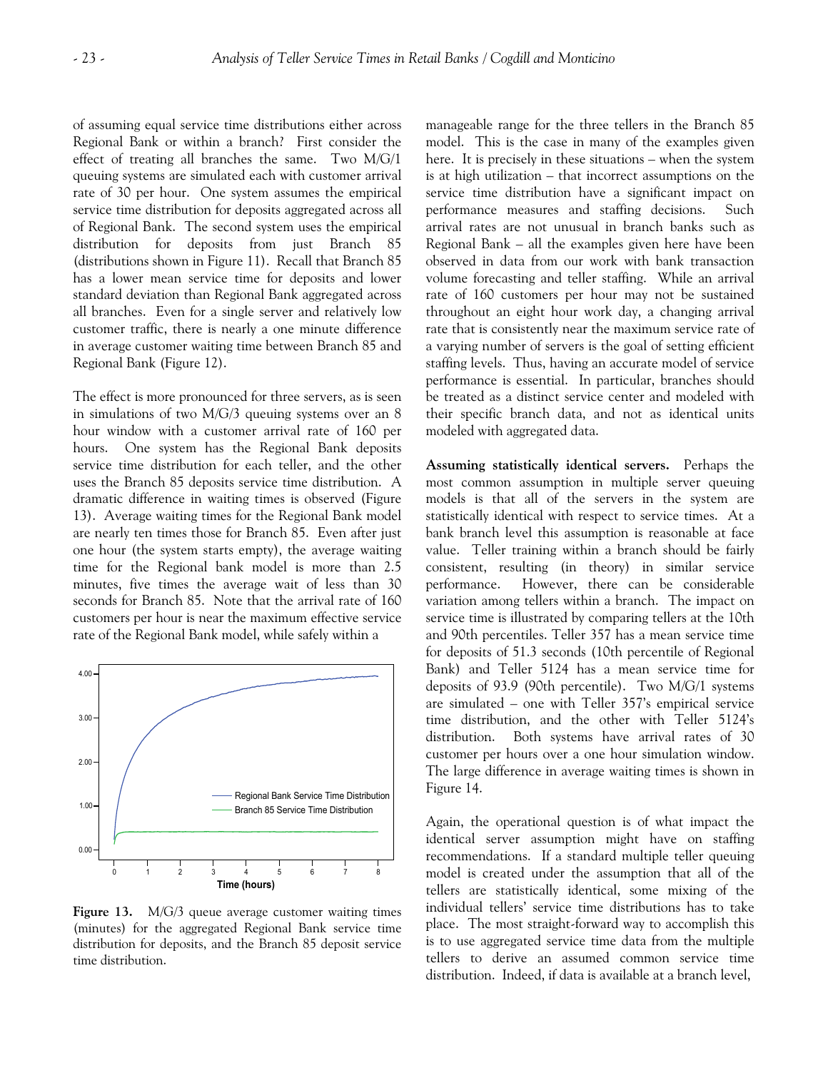of assuming equal service time distributions either across Regional Bank or within a branch? First consider the effect of treating all branches the same. Two M/G/1 queuing systems are simulated each with customer arrival rate of 30 per hour. One system assumes the empirical service time distribution for deposits aggregated across all of Regional Bank. The second system uses the empirical distribution for deposits from just Branch 85 (distributions shown in Figure 11). Recall that Branch 85 has a lower mean service time for deposits and lower standard deviation than Regional Bank aggregated across all branches. Even for a single server and relatively low customer traffic, there is nearly a one minute difference in average customer waiting time between Branch 85 and Regional Bank (Figure 12).

The effect is more pronounced for three servers, as is seen in simulations of two M/G/3 queuing systems over an 8 hour window with a customer arrival rate of 160 per hours. One system has the Regional Bank deposits service time distribution for each teller, and the other uses the Branch 85 deposits service time distribution. A dramatic difference in waiting times is observed (Figure 13). Average waiting times for the Regional Bank model are nearly ten times those for Branch 85. Even after just one hour (the system starts empty), the average waiting time for the Regional bank model is more than 2.5 minutes, five times the average wait of less than 30 seconds for Branch 85. Note that the arrival rate of 160 customers per hour is near the maximum effective service rate of the Regional Bank model, while safely within a manageable range for the three tellers in the Branch 85 model. This is the case in many of the examples given here. It is precisely in these situations – when the system is at high utilization – that incorrect assumptions on the service time distribution have a significant impact on performance measures and staffing decisions. Such arrival rates are not unusual in branch banks such as Regional Bank – all the examples given here have been observed in data from our work with bank transaction volume forecasting and teller staffing. While an arrival rate of 160 customers per hour may not be sustained throughout an eight hour work day, a changing arrival rate that is consistently near the maximum service rate of a varying number of servers is the goal of setting efficient staffing levels. Thus, having an accurate model of service performance is essential. In particular, branches should be treated as a distinct service center and modeled with their specific branch data, and not as identical units modeled with aggregated data.

**Figure 13.** M/G/3 queue average customer waiting times (minutes) for the aggregated Regional Bank service time distribution for deposits, and the Branch 85 deposit service time distribution.

**Assuming statistically identical servers.** Perhaps the most common assumption in multiple server queuing models is that all of the servers in the system are statistically identical with respect to service times. At a bank branch level this assumption is reasonable at face value. Teller training within a branch should be fairly consistent, resulting (in theory) in similar service performance. However, there can be considerable variation among tellers within a branch. The impact on service time is illustrated by comparing tellers at the 10th and 90th percentiles. Teller 357 has a mean service time for deposits of 51.3 seconds (10th percentile of Regional Bank) and Teller 5124 has a mean service time for deposits of 93.9 (90th percentile). Two M/G/1 systems are simulated – one with Teller 357's empirical service time distribution, and the other with Teller 5124's distribution. Both systems have arrival rates of 30 customer per hours over a one hour simulation window. The large difference in average waiting times is shown in Figure 14.

Again, the operational question is of what impact the identical server assumption might have on staffing recommendations. If a standard multiple teller queuing model is created under the assumption that all of the tellers are statistically identical, some mixing of the individual tellers' service time distributions has to take place. The most straight-forward way to accomplish this is to use aggregated service time data from the multiple tellers to derive an assumed common service time distribution. Indeed, if data is available at a branch level,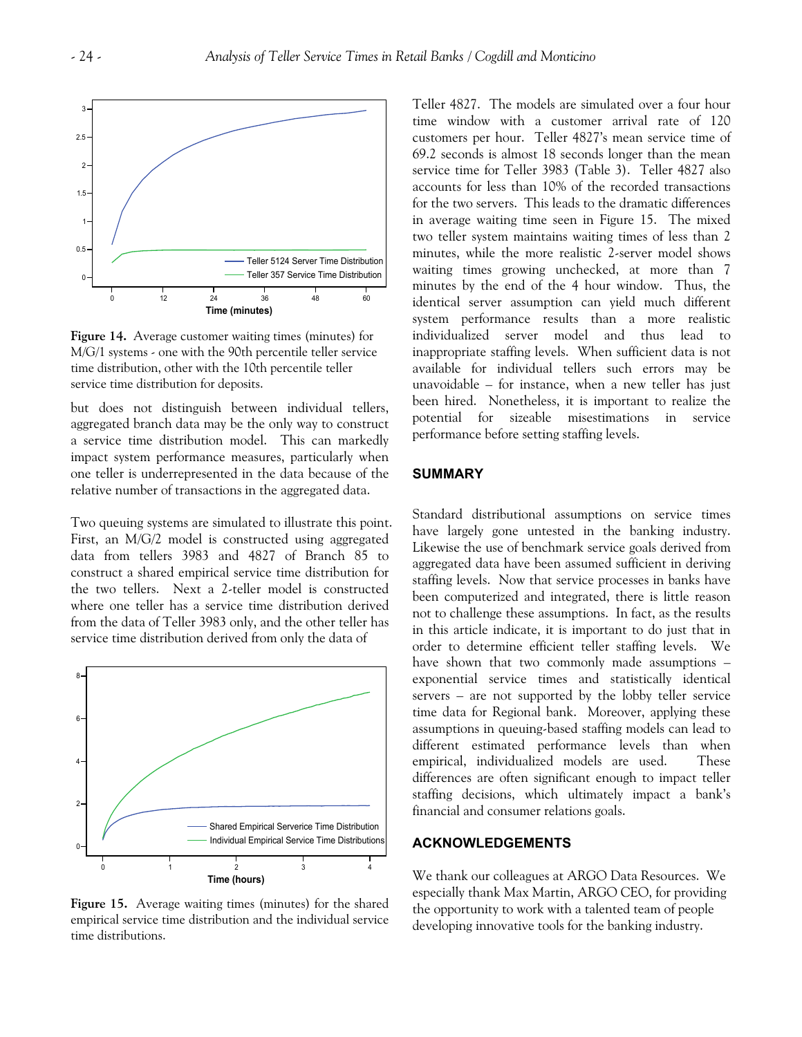**Figure 14.** Average customer waiting times (minutes) for M/G/1 systems - one with the 90th percentile teller service time distribution, other with the 10th percentile teller service time distribution for deposits.

but does not distinguish between individual tellers, aggregated branch data may be the only way to construct a service time distribution model. This can markedly impact system performance measures, particularly when one teller is underrepresented in the data because of the relative number of transactions in the aggregated data.

Two queuing systems are simulated to illustrate this point. First, an M/G/2 model is constructed using aggregated data from tellers 3983 and 4827 of Branch 85 to construct a shared empirical service time distribution for the two tellers. Next a 2-teller model is constructed where one teller has a service time distribution derived from the data of Teller 3983 only, and the other teller has service time distribution derived from only the data of Teller 4827. The models are simulated over a four hour time window with a customer arrival rate of 120 customers per hour. Teller 4827's mean service time of 69.2 seconds is almost 18 seconds longer than the mean service time for Teller 3983 (Table 3). Teller 4827 also accounts for less than 10% of the recorded transactions for the two servers. This leads to the dramatic differences in average waiting time seen in Figure 15. The mixed two teller system maintains waiting times of less than 2 minutes, while the more realistic 2-server model shows waiting times growing unchecked, at more than 7 minutes by the end of the 4 hour window. Thus, the identical server assumption can yield much different system performance results than a more realistic individualized server model and thus lead to inappropriate staffing levels. When sufficient data is not available for individual tellers such errors may be unavoidable – for instance, when a new teller has just been hired. Nonetheless, it is important to realize the potential for sizeable misestimations in service performance before setting staffing levels.

**Figure 15.** Average waiting times (minutes) for the shared empirical service time distribution and the individual service time distributions.

## SUMMARY

Standard distributional assumptions on service times have largely gone untested in the banking industry. Likewise the use of benchmark service goals derived from aggregated data have been assumed sufficient in deriving staffing levels. Now that service processes in banks have been computerized and integrated, there is little reason not to challenge these assumptions. In fact, as the results in this article indicate, it is important to do just that in order to determine efficient teller staffing levels. We have shown that two commonly made assumptions – exponential service times and statistically identical servers – are not supported by the lobby teller service time data for Regional bank. Moreover, applying these assumptions in queuing-based staffing models can lead to different estimated performance levels than when empirical, individualized models are used. These differences are often significant enough to impact teller staffing decisions, which ultimately impact a bank's financial and consumer relations goals.

## ACKNOWLEDGEMENTS

We thank our colleagues at ARGO Data Resources. We especially thank Max Martin, ARGO CEO, for providing the opportunity to work with a talented team of people developing innovative tools for the banking industry.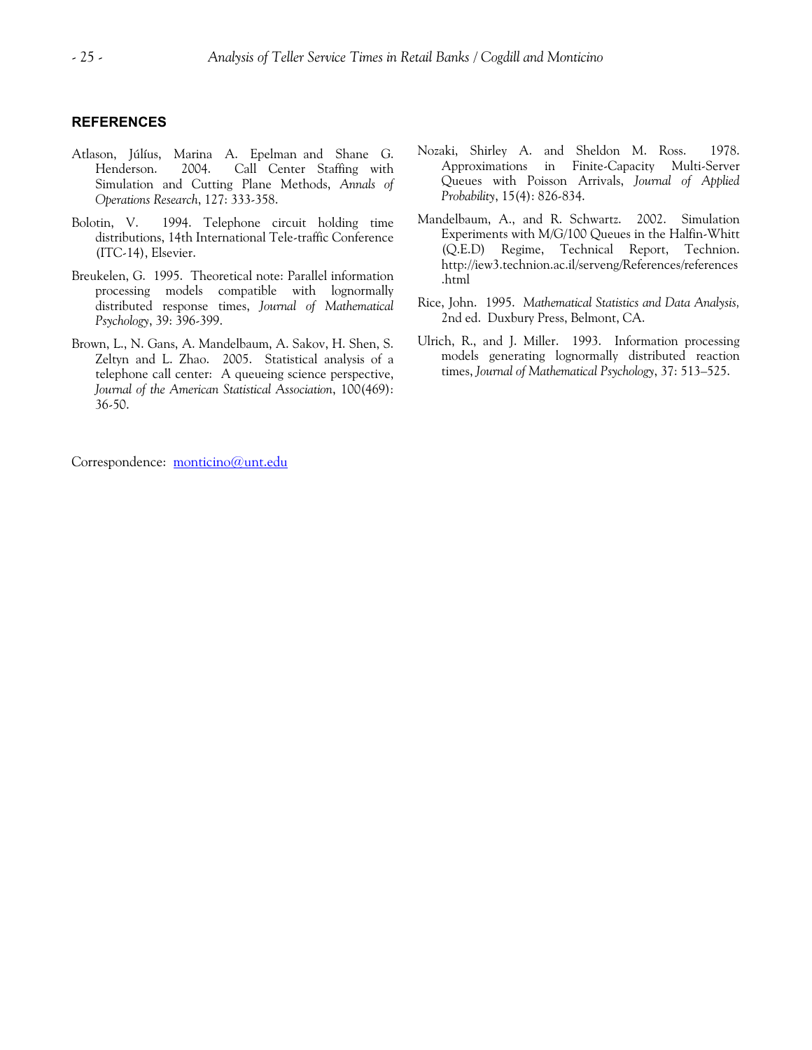## REFERENCES

Atlason, Júlíus, Marina A. Epelman and Shane G. Henderson. 2004. Call Center Staffing with Simulation and Cutting Plane Methods, *Annals of Operations Research*, 127: 333-358.

Bolotin, V. 1994. Telephone circuit holding time distributions, 14th International Tele-traffic Conference (ITC-14), Elsevier.

Breukelen, G. 1995. Theoretical note: Parallel information processing models compatible with lognormally distributed response times, *Journal of Mathematical Psychology*, 39: 396-399.

Brown, L., N. Gans, A. Mandelbaum, A. Sakov, H. Shen, S. Zeltyn and L. Zhao. 2005. Statistical analysis of a telephone call center: A queueing science perspective, *Journal of the American Statistical Association*, 100(469): 36-50.

Nozaki, Shirley A. and Sheldon M. Ross. 1978. Approximations in Finite-Capacity Multi-Server Queues with Poisson Arrivals, *Journal of Applied Probability*, 15(4): 826-834.

Mandelbaum, A., and R. Schwartz. 2002. Simulation Experiments with M/G/100 Queues in the Halfin-Whitt (Q.E.D) Regime, Technical Report, Technion. http://iew3.technion.ac.il/serveng/References/references.html

Rice, John. 1995. *Mathematical Statistics and Data Analysis,* 2nd ed. Duxbury Press, Belmont, CA.

Ulrich, R., and J. Miller. 1993. Information processing models generating lognormally distributed reaction times, *Journal of Mathematical Psychology*, 37: 513–525.

Correspondence: monticino@unt.edu